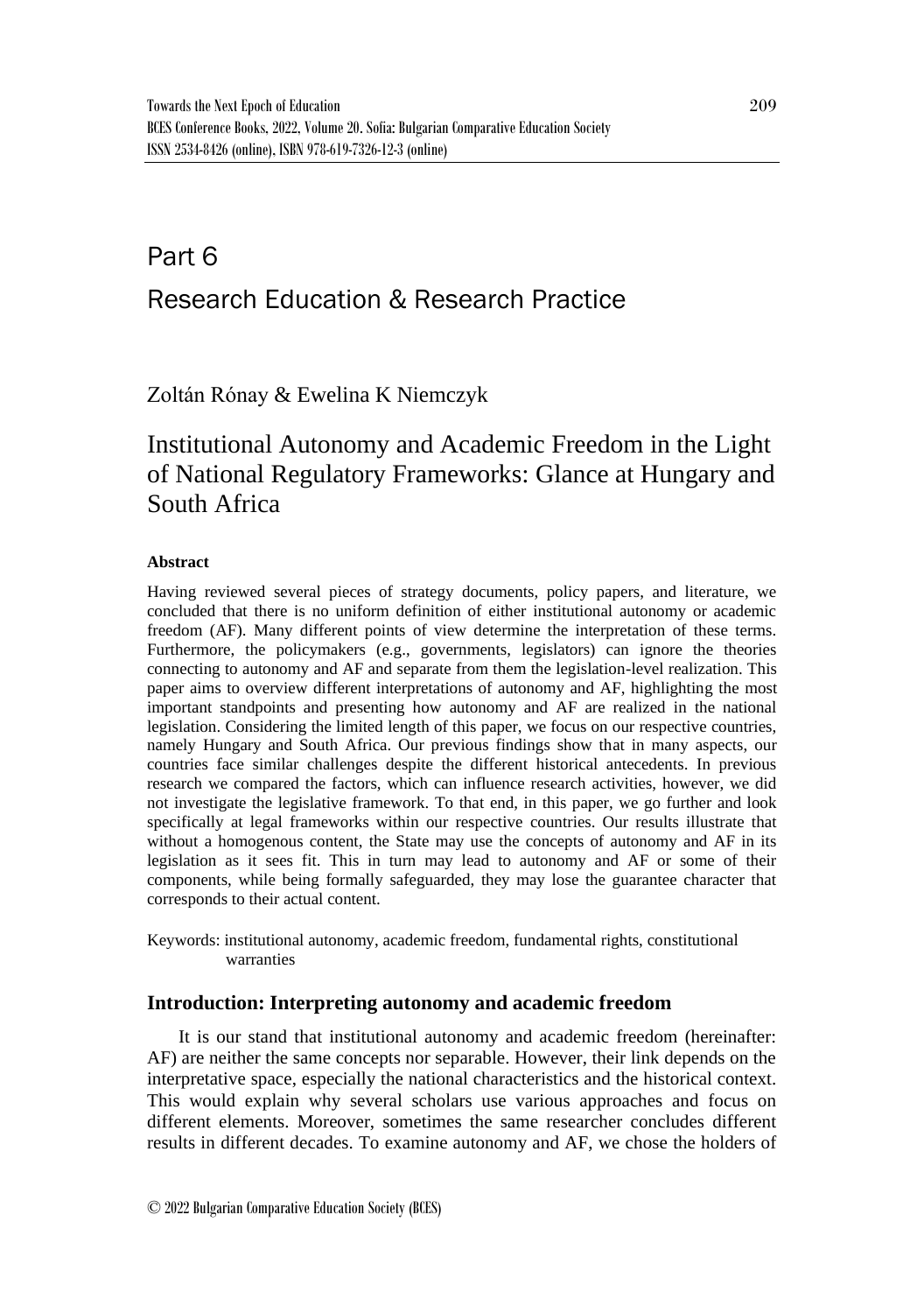# Part 6

# Research Education & Research Practice

Zoltán Rónay & Ewelina K Niemczyk

## Institutional Autonomy and Academic Freedom in the Light of National Regulatory Frameworks: Glance at Hungary and South Africa

### Abstract

Having reviewed several pieces of strategy documents, policy papers, and literature, we concluded that there is no uniform definition of either institutional autonomy or academic freedom (AF). Many different points of view determine the interpretation of these terms. Furthermore, the policymakers (e.g., governments, legislators) can ignore the theories connecting to autonomy and AF and separate from them the legislation-level realization. This paper aims to overview different interpretations of autonomy and AF, highlighting the most important standpoints and presenting how autonomy and AF are realized in the national legislation. Considering the limited length of this paper, we focus on our respective countries, namely Hungary and South Africa. Our previous findings show that in many aspects, our countries face similar challenges despite the different historical antecedents. In previous research we compared the factors, which can influence research activities, however, we did not investigate the legislative framework. To that end, in this paper, we go further and look specifically at legal frameworks within our respective countries. Our results illustrate that without a homogenous content, the State may use the concepts of autonomy and AF in its legislation as it sees fit. This in turn may lead to autonomy and AF or some of their components, while being formally safeguarded, they may lose the guarantee character that corresponds to their actual content.

Keywords: institutional autonomy, academic freedom, fundamental rights, constitutional warranties

### Introduction: Interpreting autonomy and academic freedom

It is our stand that institutional autonomy and academic freedom (hereinafter: AF) are neither the same concepts nor separable. However, their link depends on the interpretative space, especially the national characteristics and the historical context. This would explain why several scholars use various approaches and focus on different elements. Moreover, sometimes the same researcher concludes different results in different decades. To examine autonomy and AF, we chose the holders of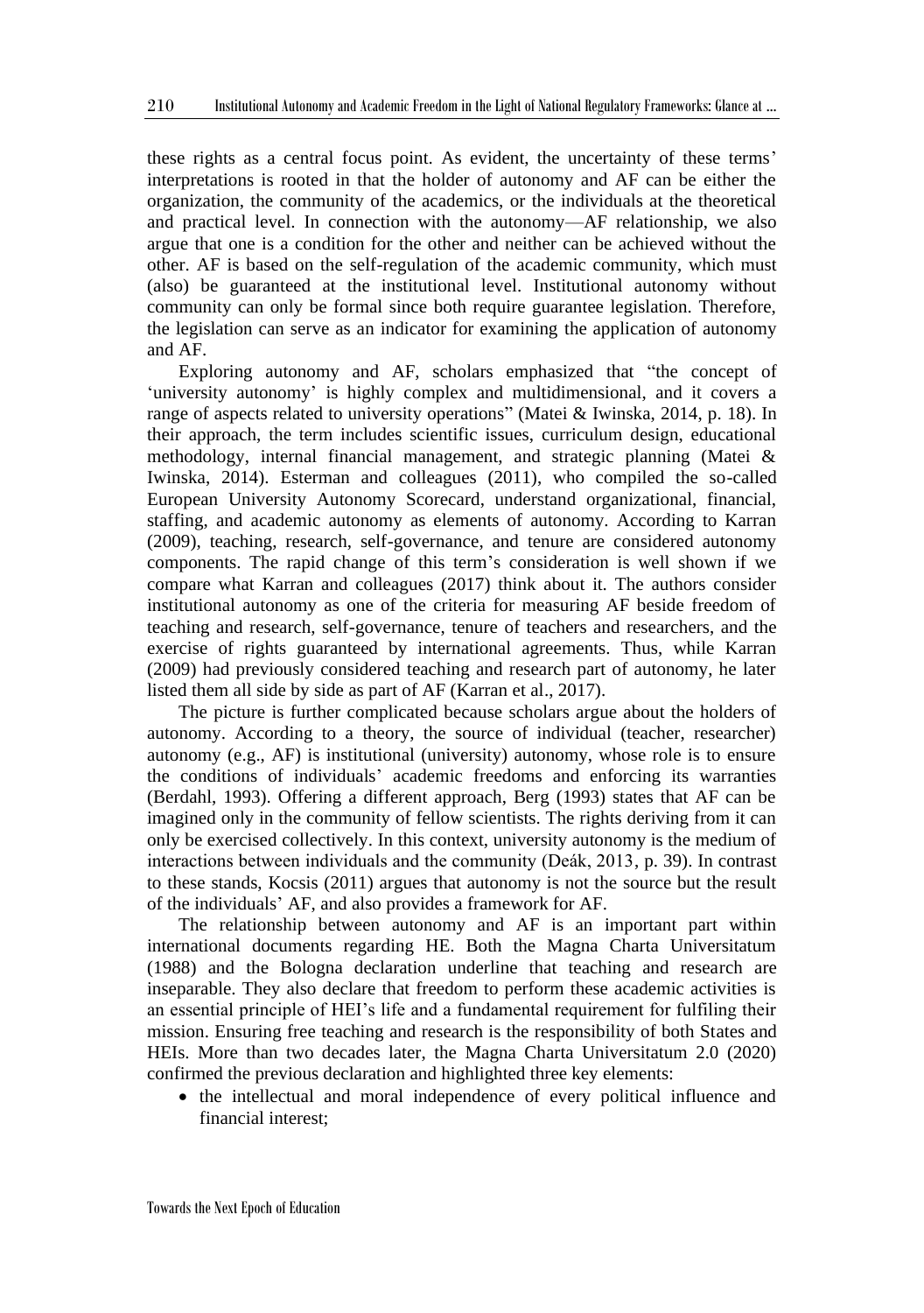these rights as a central focus point. As evident, the uncertainty of these terms' interpretations is rooted in that the holder of autonomy and AF can be either the organization, the community of the academics, or the individuals at the theoretical and practical level. In connection with the autonomy—AF relationship, we also argue that one is a condition for the other and neither can be achieved without the other. AF is based on the self-regulation of the academic community, which must (also) be guaranteed at the institutional level. Institutional autonomy without community can only be formal since both require guarantee legislation. Therefore, the legislation can serve as an indicator for examining the application of autonomy and AF.

Exploring autonomy and AF, scholars emphasized that "the concept of 'university autonomy' is highly complex and multidimensional, and it covers a range of aspects related to university operations" (Matei & Iwinska, 2014, p. 18). In their approach, the term includes scientific issues, curriculum design, educational methodology, internal financial management, and strategic planning (Matei & Iwinska, 2014). Esterman and colleagues (2011), who compiled the so-called European University Autonomy Scorecard, understand organizational, financial, staffing, and academic autonomy as elements of autonomy. According to Karran (2009), teaching, research, self-governance, and tenure are considered autonomy components. The rapid change of this term's consideration is well shown if we compare what Karran and colleagues (2017) think about it. The authors consider institutional autonomy as one of the criteria for measuring AF beside freedom of teaching and research, self-governance, tenure of teachers and researchers, and the exercise of rights guaranteed by international agreements. Thus, while Karran (2009) had previously considered teaching and research part of autonomy, he later listed them all side by side as part of AF (Karran et al., 2017).

The picture is further complicated because scholars argue about the holders of autonomy. According to a theory, the source of individual (teacher, researcher) autonomy (e.g., AF) is institutional (university) autonomy, whose role is to ensure the conditions of individuals' academic freedoms and enforcing its warranties (Berdahl, 1993). Offering a different approach, Berg (1993) states that AF can be imagined only in the community of fellow scientists. The rights deriving from it can only be exercised collectively. In this context, university autonomy is the medium of interactions between individuals and the community (Deák, 2013, p. 39). In contrast to these stands, Kocsis (2011) argues that autonomy is not the source but the result of the individuals' AF, and also provides a framework for AF.

The relationship between autonomy and AF is an important part within international documents regarding HE. Both the Magna Charta Universitatum (1988) and the Bologna declaration underline that teaching and research are inseparable. They also declare that freedom to perform these academic activities is an essential principle of HEI's life and a fundamental requirement for fulfiling their mission. Ensuring free teaching and research is the responsibility of both States and HEIs. More than two decades later, the Magna Charta Universitatum 2.0 (2020) confirmed the previous declaration and highlighted three key elements:

- the intellectual and moral independence of every political influence and financial interest;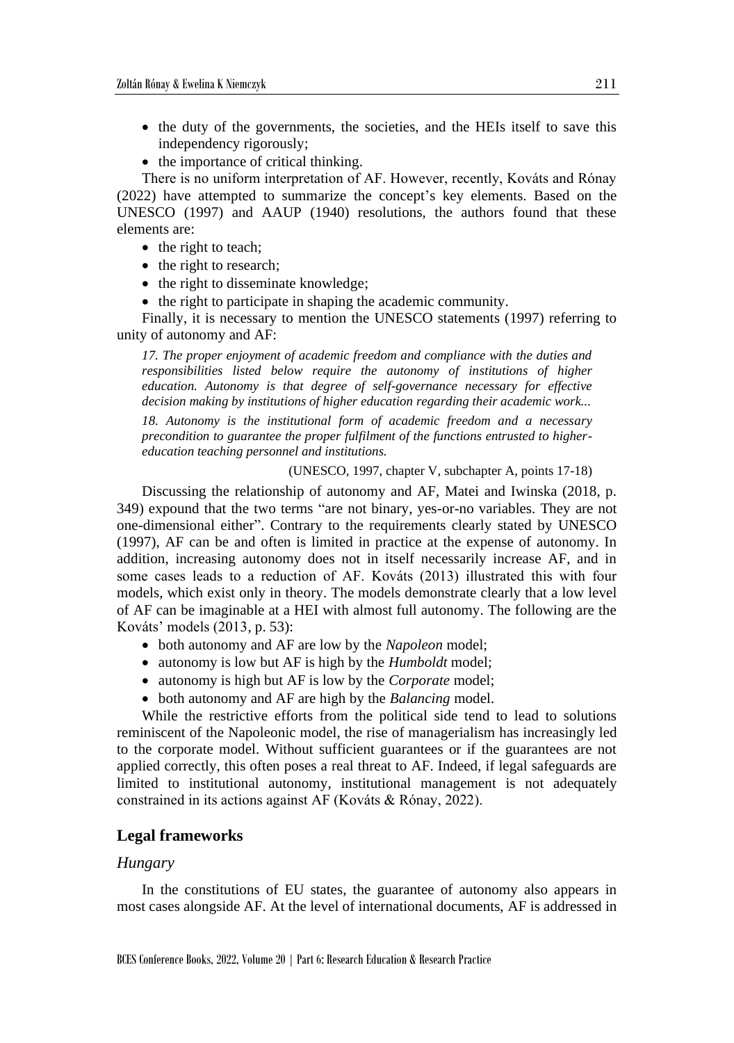- the duty of the governments, the societies, and the HEIs itself to save this independency rigorously;
- the importance of critical thinking.

There is no uniform interpretation of AF. However, recently, Kováts and Rónay (2022) have attempted to summarize the concept's key elements. Based on the UNESCO (1997) and AAUP (1940) resolutions, the authors found that these elements are:

- the right to teach;
- the right to research;
- the right to disseminate knowledge;
- the right to participate in shaping the academic community.

Finally, it is necessary to mention the UNESCO statements (1997) referring to unity of autonomy and AF:

> *17. The proper enjoyment of academic freedom and compliance with the duties and responsibilities listed below require the autonomy of institutions of higher education. Autonomy is that degree of self-governance necessary for effective decision making by institutions of higher education regarding their academic work...*
>
> *18. Autonomy is the institutional form of academic freedom and a necessary precondition to guarantee the proper fulfilment of the functions entrusted to higher-education teaching personnel and institutions.*
>
> (UNESCO, 1997, chapter V, subchapter A, points 17-18)

Discussing the relationship of autonomy and AF, Matei and Iwinska (2018, p. 349) expound that the two terms "are not binary, yes-or-no variables. They are not one-dimensional either". Contrary to the requirements clearly stated by UNESCO (1997), AF can be and often is limited in practice at the expense of autonomy. In addition, increasing autonomy does not in itself necessarily increase AF, and in some cases leads to a reduction of AF. Kováts (2013) illustrated this with four models, which exist only in theory. The models demonstrate clearly that a low level of AF can be imaginable at a HEI with almost full autonomy. The following are the Kováts' models (2013, p. 53):

- both autonomy and AF are low by the *Napoleon* model;
- autonomy is low but AF is high by the *Humboldt* model;
- autonomy is high but AF is low by the *Corporate* model;
- both autonomy and AF are high by the *Balancing* model.

While the restrictive efforts from the political side tend to lead to solutions reminiscent of the Napoleonic model, the rise of managerialism has increasingly led to the corporate model. Without sufficient guarantees or if the guarantees are not applied correctly, this often poses a real threat to AF. Indeed, if legal safeguards are limited to institutional autonomy, institutional management is not adequately constrained in its actions against AF (Kováts & Rónay, 2022).

## Legal frameworks

### *Hungary*

In the constitutions of EU states, the guarantee of autonomy also appears in most cases alongside AF. At the level of international documents, AF is addressed in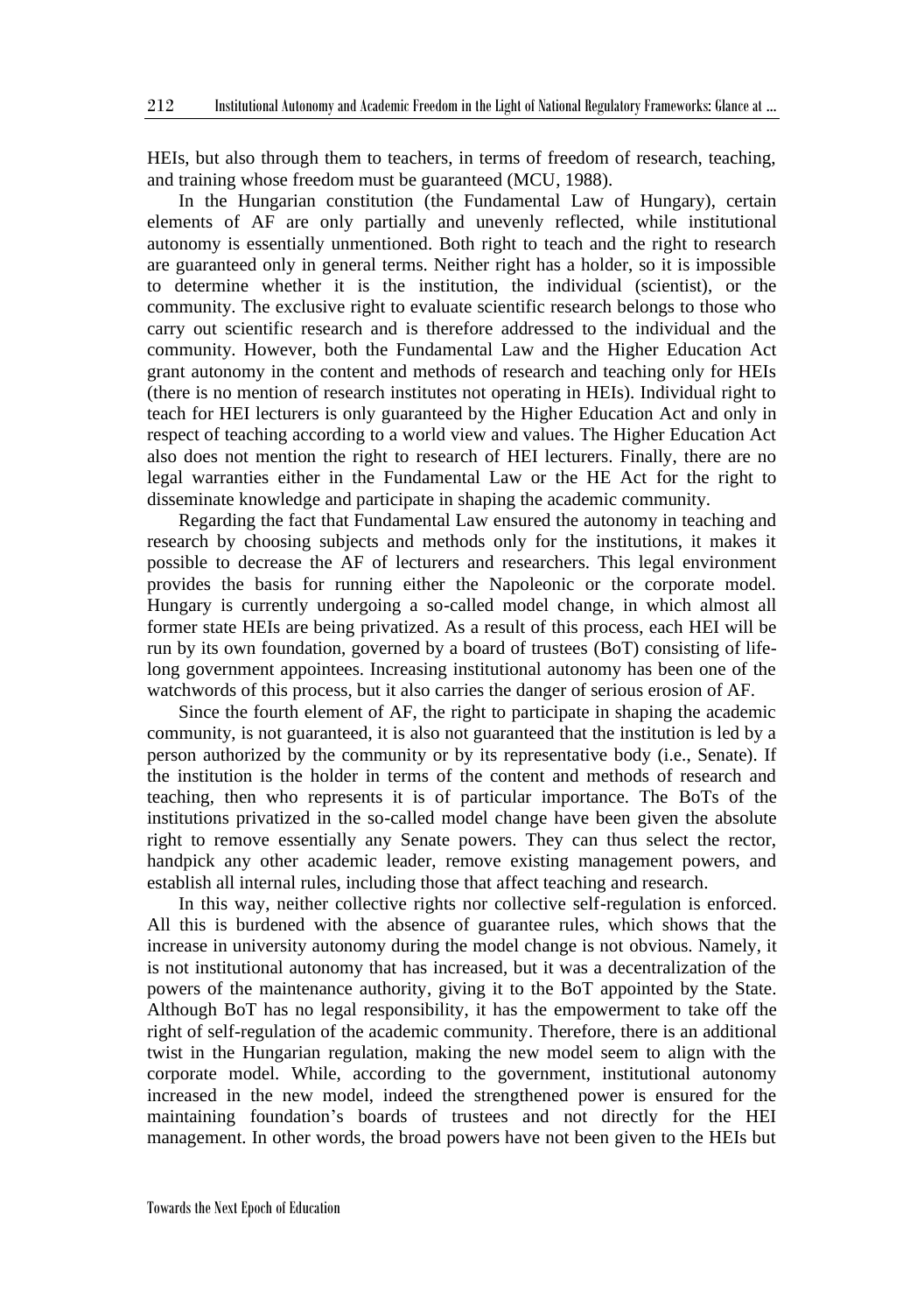HEIs, but also through them to teachers, in terms of freedom of research, teaching, and training whose freedom must be guaranteed (MCU, 1988).

In the Hungarian constitution (the Fundamental Law of Hungary), certain elements of AF are only partially and unevenly reflected, while institutional autonomy is essentially unmentioned. Both right to teach and the right to research are guaranteed only in general terms. Neither right has a holder, so it is impossible to determine whether it is the institution, the individual (scientist), or the community. The exclusive right to evaluate scientific research belongs to those who carry out scientific research and is therefore addressed to the individual and the community. However, both the Fundamental Law and the Higher Education Act grant autonomy in the content and methods of research and teaching only for HEIs (there is no mention of research institutes not operating in HEIs). Individual right to teach for HEI lecturers is only guaranteed by the Higher Education Act and only in respect of teaching according to a world view and values. The Higher Education Act also does not mention the right to research of HEI lecturers. Finally, there are no legal warranties either in the Fundamental Law or the HE Act for the right to disseminate knowledge and participate in shaping the academic community.

Regarding the fact that Fundamental Law ensured the autonomy in teaching and research by choosing subjects and methods only for the institutions, it makes it possible to decrease the AF of lecturers and researchers. This legal environment provides the basis for running either the Napoleonic or the corporate model. Hungary is currently undergoing a so-called model change, in which almost all former state HEIs are being privatized. As a result of this process, each HEI will be run by its own foundation, governed by a board of trustees (BoT) consisting of life-long government appointees. Increasing institutional autonomy has been one of the watchwords of this process, but it also carries the danger of serious erosion of AF.

Since the fourth element of AF, the right to participate in shaping the academic community, is not guaranteed, it is also not guaranteed that the institution is led by a person authorized by the community or by its representative body (i.e., Senate). If the institution is the holder in terms of the content and methods of research and teaching, then who represents it is of particular importance. The BoTs of the institutions privatized in the so-called model change have been given the absolute right to remove essentially any Senate powers. They can thus select the rector, handpick any other academic leader, remove existing management powers, and establish all internal rules, including those that affect teaching and research.

In this way, neither collective rights nor collective self-regulation is enforced. All this is burdened with the absence of guarantee rules, which shows that the increase in university autonomy during the model change is not obvious. Namely, it is not institutional autonomy that has increased, but it was a decentralization of the powers of the maintenance authority, giving it to the BoT appointed by the State. Although BoT has no legal responsibility, it has the empowerment to take off the right of self-regulation of the academic community. Therefore, there is an additional twist in the Hungarian regulation, making the new model seem to align with the corporate model. While, according to the government, institutional autonomy increased in the new model, indeed the strengthened power is ensured for the maintaining foundation's boards of trustees and not directly for the HEI management. In other words, the broad powers have not been given to the HEIs but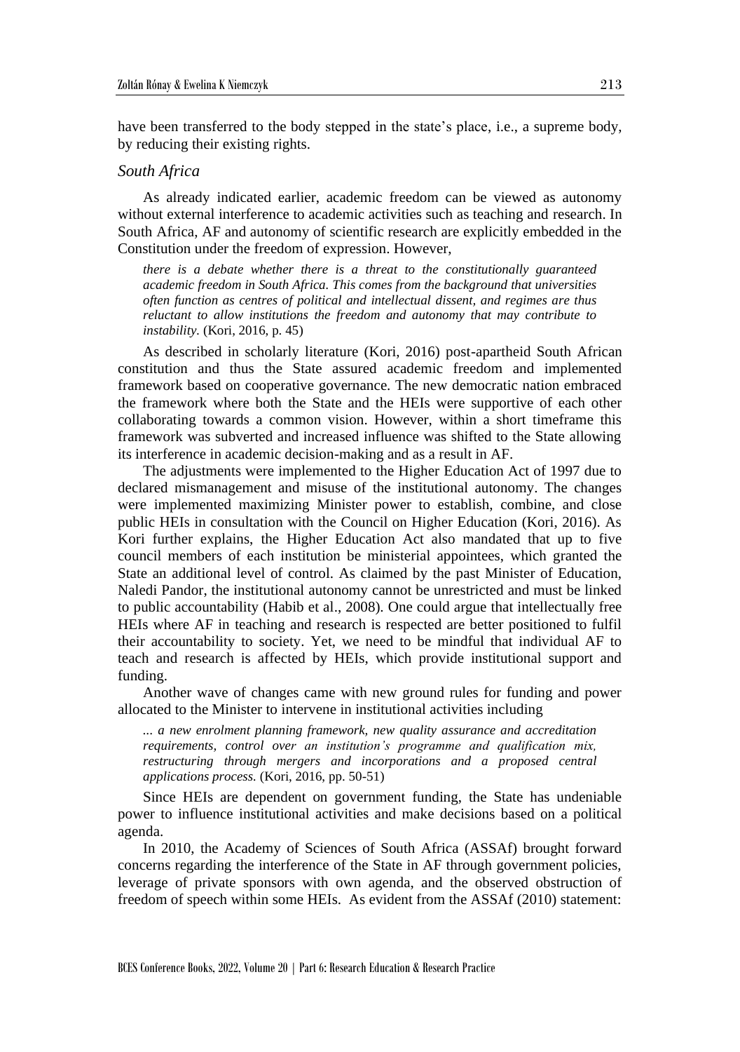have been transferred to the body stepped in the state's place, i.e., a supreme body, by reducing their existing rights.

### *South Africa*

As already indicated earlier, academic freedom can be viewed as autonomy without external interference to academic activities such as teaching and research. In South Africa, AF and autonomy of scientific research are explicitly embedded in the Constitution under the freedom of expression. However,

> *there is a debate whether there is a threat to the constitutionally guaranteed academic freedom in South Africa. This comes from the background that universities often function as centres of political and intellectual dissent, and regimes are thus reluctant to allow institutions the freedom and autonomy that may contribute to instability.* (Kori, 2016, p. 45)

As described in scholarly literature (Kori, 2016) post-apartheid South African constitution and thus the State assured academic freedom and implemented framework based on cooperative governance. The new democratic nation embraced the framework where both the State and the HEIs were supportive of each other collaborating towards a common vision. However, within a short timeframe this framework was subverted and increased influence was shifted to the State allowing its interference in academic decision-making and as a result in AF.

The adjustments were implemented to the Higher Education Act of 1997 due to declared mismanagement and misuse of the institutional autonomy. The changes were implemented maximizing Minister power to establish, combine, and close public HEIs in consultation with the Council on Higher Education (Kori, 2016). As Kori further explains, the Higher Education Act also mandated that up to five council members of each institution be ministerial appointees, which granted the State an additional level of control. As claimed by the past Minister of Education, Naledi Pandor, the institutional autonomy cannot be unrestricted and must be linked to public accountability (Habib et al., 2008). One could argue that intellectually free HEIs where AF in teaching and research is respected are better positioned to fulfil their accountability to society. Yet, we need to be mindful that individual AF to teach and research is affected by HEIs, which provide institutional support and funding.

Another wave of changes came with new ground rules for funding and power allocated to the Minister to intervene in institutional activities including

> *... a new enrolment planning framework, new quality assurance and accreditation requirements, control over an institution's programme and qualification mix, restructuring through mergers and incorporations and a proposed central applications process.* (Kori, 2016, pp. 50-51)

Since HEIs are dependent on government funding, the State has undeniable power to influence institutional activities and make decisions based on a political agenda.

In 2010, the Academy of Sciences of South Africa (ASSAf) brought forward concerns regarding the interference of the State in AF through government policies, leverage of private sponsors with own agenda, and the observed obstruction of freedom of speech within some HEIs. As evident from the ASSAf (2010) statement: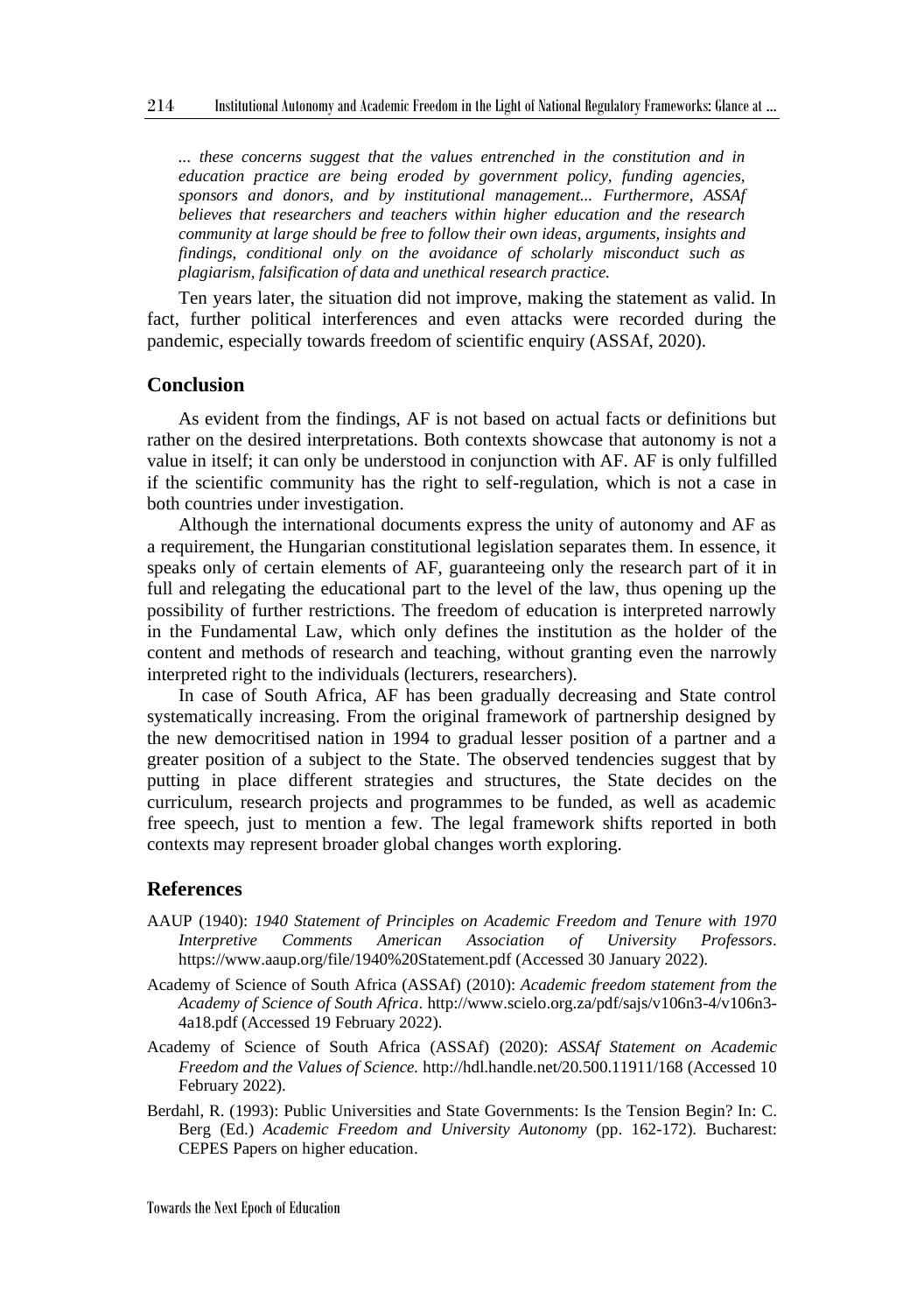*... these concerns suggest that the values entrenched in the constitution and in education practice are being eroded by government policy, funding agencies, sponsors and donors, and by institutional management... Furthermore, ASSAf believes that researchers and teachers within higher education and the research community at large should be free to follow their own ideas, arguments, insights and findings, conditional only on the avoidance of scholarly misconduct such as plagiarism, falsification of data and unethical research practice.*

Ten years later, the situation did not improve, making the statement as valid. In fact, further political interferences and even attacks were recorded during the pandemic, especially towards freedom of scientific enquiry (ASSAf, 2020).

## Conclusion

As evident from the findings, AF is not based on actual facts or definitions but rather on the desired interpretations. Both contexts showcase that autonomy is not a value in itself; it can only be understood in conjunction with AF. AF is only fulfilled if the scientific community has the right to self-regulation, which is not a case in both countries under investigation.

Although the international documents express the unity of autonomy and AF as a requirement, the Hungarian constitutional legislation separates them. In essence, it speaks only of certain elements of AF, guaranteeing only the research part of it in full and relegating the educational part to the level of the law, thus opening up the possibility of further restrictions. The freedom of education is interpreted narrowly in the Fundamental Law, which only defines the institution as the holder of the content and methods of research and teaching, without granting even the narrowly interpreted right to the individuals (lecturers, researchers).

In case of South Africa, AF has been gradually decreasing and State control systematically increasing. From the original framework of partnership designed by the new democritised nation in 1994 to gradual lesser position of a partner and a greater position of a subject to the State. The observed tendencies suggest that by putting in place different strategies and structures, the State decides on the curriculum, research projects and programmes to be funded, as well as academic free speech, just to mention a few. The legal framework shifts reported in both contexts may represent broader global changes worth exploring.

## References

AAUP (1940): *1940 Statement of Principles on Academic Freedom and Tenure with 1970 Interpretive Comments American Association of University Professors*. https://www.aaup.org/file/1940%20Statement.pdf (Accessed 30 January 2022).

Academy of Science of South Africa (ASSAf) (2010): *Academic freedom statement from the Academy of Science of South Africa*. http://www.scielo.org.za/pdf/sajs/v106n3-4/v106n3-4a18.pdf (Accessed 19 February 2022).

Academy of Science of South Africa (ASSAf) (2020): *ASSAf Statement on Academic Freedom and the Values of Science.* http://hdl.handle.net/20.500.11911/168 (Accessed 10 February 2022).

Berdahl, R. (1993): Public Universities and State Governments: Is the Tension Begin? In: C. Berg (Ed.) *Academic Freedom and University Autonomy* (pp. 162-172). Bucharest: CEPES Papers on higher education.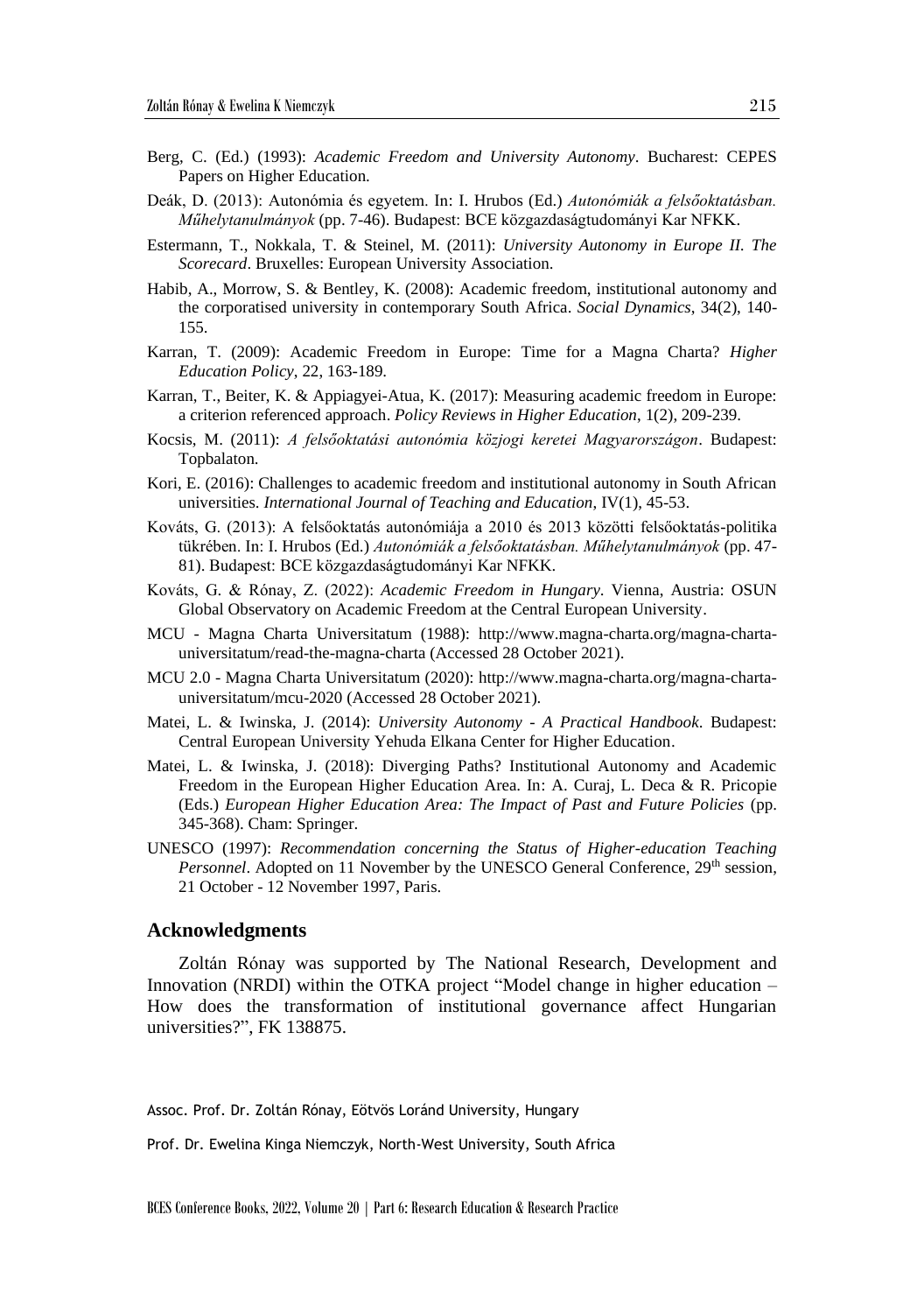Berg, C. (Ed.) (1993): *Academic Freedom and University Autonomy*. Bucharest: CEPES Papers on Higher Education.

Deák, D. (2013): Autonómia és egyetem. In: I. Hrubos (Ed.) *Autonómiák a felsőoktatásban. Műhelytanulmányok* (pp. 7-46). Budapest: BCE közgazdaságtudományi Kar NFKK.

Estermann, T., Nokkala, T. & Steinel, M. (2011): *University Autonomy in Europe II. The Scorecard*. Bruxelles: European University Association.

Habib, A., Morrow, S. & Bentley, K. (2008): Academic freedom, institutional autonomy and the corporatised university in contemporary South Africa. *Social Dynamics*, 34(2), 140-155.

Karran, T. (2009): Academic Freedom in Europe: Time for a Magna Charta? *Higher Education Policy*, 22, 163-189.

Karran, T., Beiter, K. & Appiagyei-Atua, K. (2017): Measuring academic freedom in Europe: a criterion referenced approach. *Policy Reviews in Higher Education*, 1(2), 209-239.

Kocsis, M. (2011): *A felsőoktatási autonómia közjogi keretei Magyarországon*. Budapest: Topbalaton.

Kori, E. (2016): Challenges to academic freedom and institutional autonomy in South African universities. *International Journal of Teaching and Education*, IV(1), 45-53.

Kováts, G. (2013): A felsőoktatás autonómiája a 2010 és 2013 közötti felsőoktatás-politika tükrében. In: I. Hrubos (Ed.) *Autonómiák a felsőoktatásban. Műhelytanulmányok* (pp. 47-81). Budapest: BCE közgazdaságtudományi Kar NFKK.

Kováts, G. & Rónay, Z. (2022): *Academic Freedom in Hungary*. Vienna, Austria: OSUN Global Observatory on Academic Freedom at the Central European University.

MCU - Magna Charta Universitatum (1988): http://www.magna-charta.org/magna-charta-universitatum/read-the-magna-charta (Accessed 28 October 2021).

MCU 2.0 - Magna Charta Universitatum (2020): http://www.magna-charta.org/magna-charta-universitatum/mcu-2020 (Accessed 28 October 2021).

Matei, L. & Iwinska, J. (2014): *University Autonomy - A Practical Handbook*. Budapest: Central European University Yehuda Elkana Center for Higher Education.

Matei, L. & Iwinska, J. (2018): Diverging Paths? Institutional Autonomy and Academic Freedom in the European Higher Education Area. In: A. Curaj, L. Deca & R. Pricopie (Eds.) *European Higher Education Area: The Impact of Past and Future Policies* (pp. 345-368). Cham: Springer.

UNESCO (1997): *Recommendation concerning the Status of Higher-education Teaching Personnel*. Adopted on 11 November by the UNESCO General Conference, 29th session, 21 October - 12 November 1997, Paris.

## Acknowledgments

Zoltán Rónay was supported by The National Research, Development and Innovation (NRDI) within the OTKA project "Model change in higher education – How does the transformation of institutional governance affect Hungarian universities?", FK 138875.

Assoc. Prof. Dr. Zoltán Rónay, Eötvös Loránd University, Hungary

Prof. Dr. Ewelina Kinga Niemczyk, North-West University, South Africa